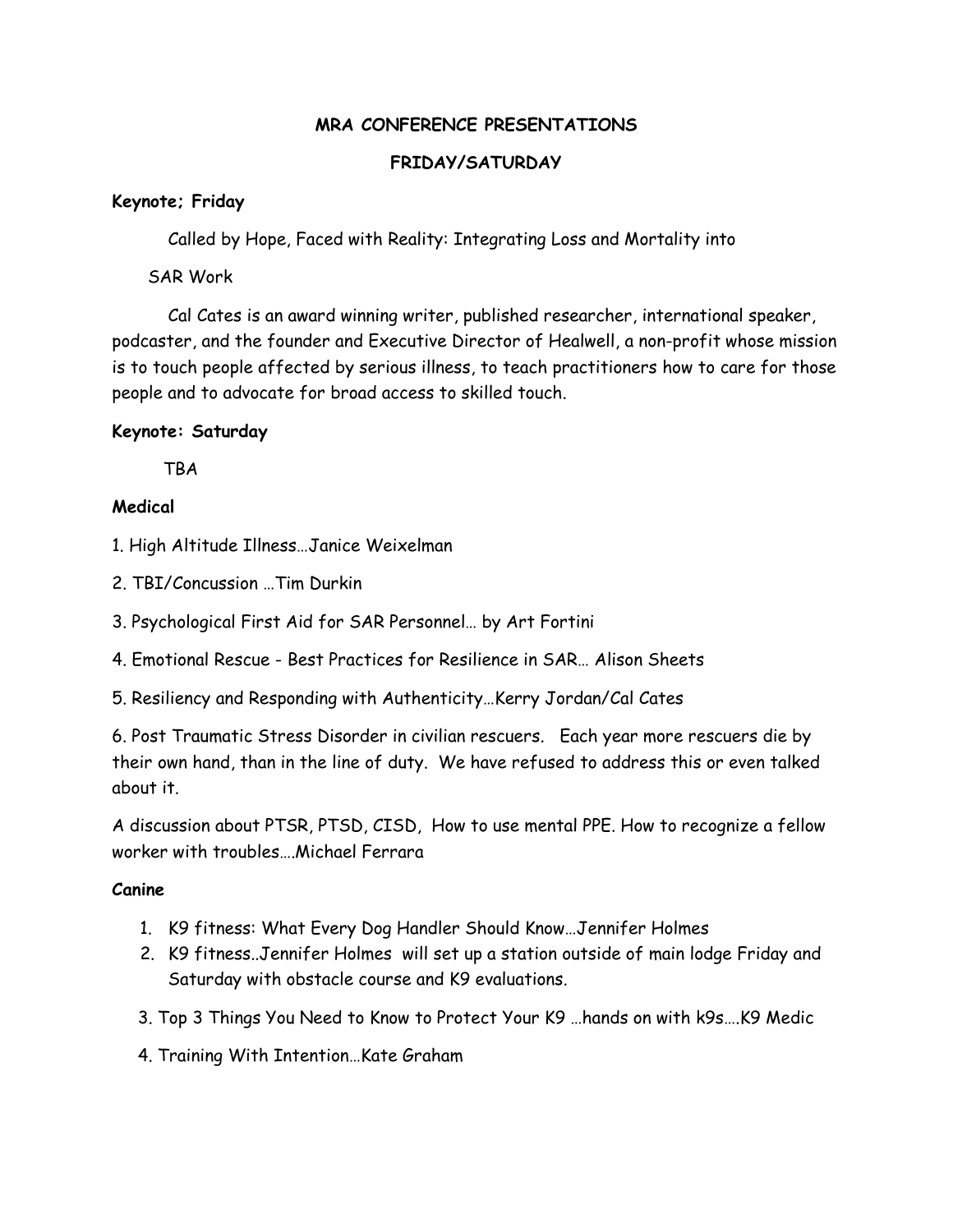# MRA CONFERENCE PRESENTATIONS

## FRIDAY/SATURDAY

**Keynote; Friday**

Called by Hope, Faced with Reality: Integrating Loss and Mortality into SAR Work

Cal Cates is an award winning writer, published researcher, international speaker, podcaster, and the founder and Executive Director of Healwell, a non-profit whose mission is to touch people affected by serious illness, to teach practitioners how to care for those people and to advocate for broad access to skilled touch.

**Keynote: Saturday**

TBA

**Medical**

1. High Altitude Illness…Janice Weixelman
2. TBI/Concussion …Tim Durkin
3. Psychological First Aid for SAR Personnel… by Art Fortini
4. Emotional Rescue - Best Practices for Resilience in SAR… Alison Sheets
5. Resiliency and Responding with Authenticity…Kerry Jordan/Cal Cates
6. Post Traumatic Stress Disorder in civilian rescuers. Each year more rescuers die by their own hand, than in the line of duty. We have refused to address this or even talked about it.

A discussion about PTSR, PTSD, CISD, How to use mental PPE. How to recognize a fellow worker with troubles….Michael Ferrara

**Canine**

1. K9 fitness: What Every Dog Handler Should Know…Jennifer Holmes
2. K9 fitness..Jennifer Holmes will set up a station outside of main lodge Friday and Saturday with obstacle course and K9 evaluations.
3. Top 3 Things You Need to Know to Protect Your K9 …hands on with k9s….K9 Medic
4. Training With Intention…Kate Graham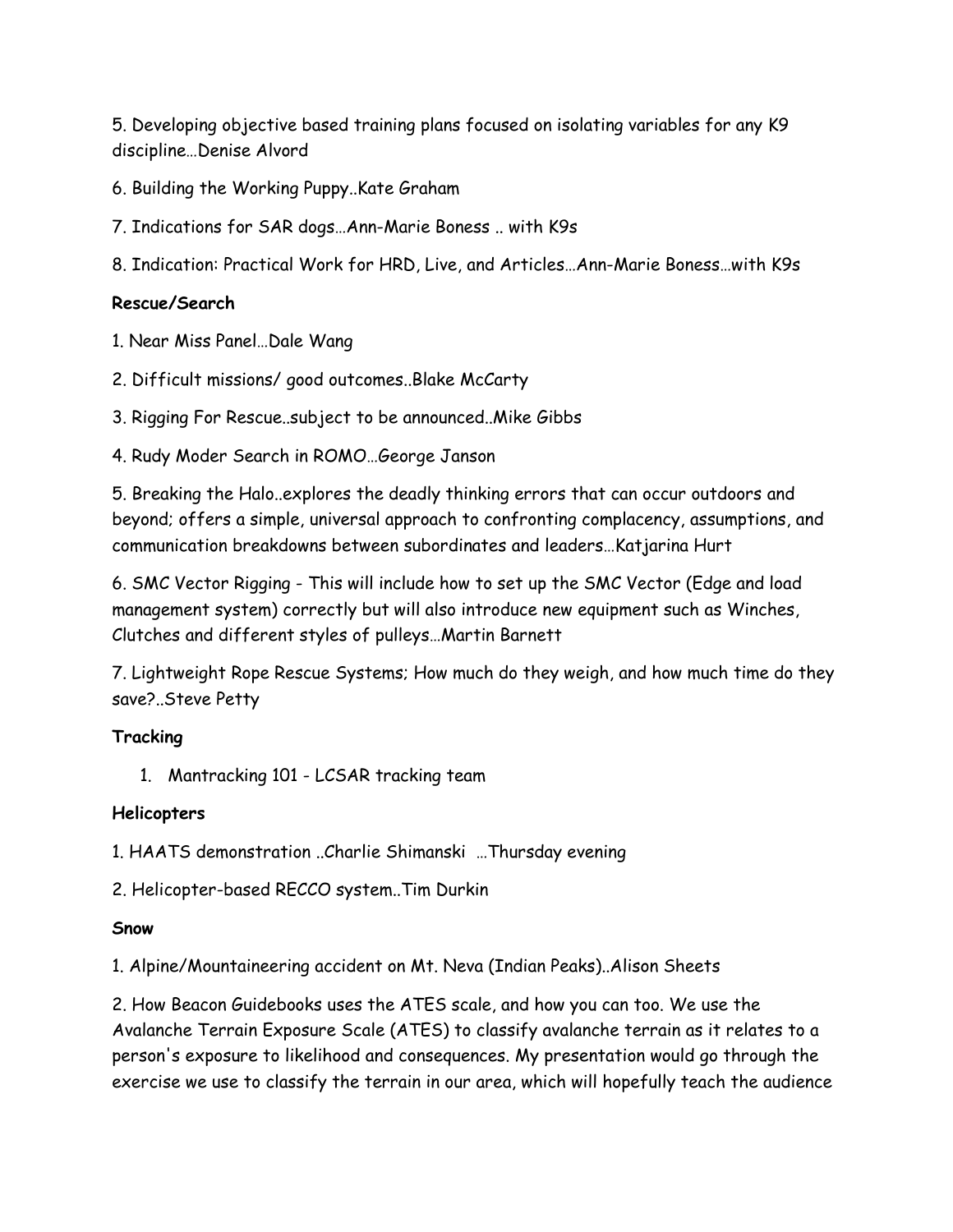5. Developing objective based training plans focused on isolating variables for any K9 discipline…Denise Alvord

6. Building the Working Puppy..Kate Graham

7. Indications for SAR dogs…Ann-Marie Boness .. with K9s

8. Indication: Practical Work for HRD, Live, and Articles…Ann-Marie Boness…with K9s

**Rescue/Search**

1. Near Miss Panel…Dale Wang

2. Difficult missions/ good outcomes..Blake McCarty

3. Rigging For Rescue..subject to be announced..Mike Gibbs

4. Rudy Moder Search in ROMO…George Janson

5. Breaking the Halo..explores the deadly thinking errors that can occur outdoors and beyond; offers a simple, universal approach to confronting complacency, assumptions, and communication breakdowns between subordinates and leaders…Katjarina Hurt

6. SMC Vector Rigging - This will include how to set up the SMC Vector (Edge and load management system) correctly but will also introduce new equipment such as Winches, Clutches and different styles of pulleys…Martin Barnett

7. Lightweight Rope Rescue Systems; How much do they weigh, and how much time do they save?..Steve Petty

**Tracking**

1. Mantracking 101 - LCSAR tracking team

**Helicopters**

1. HAATS demonstration ..Charlie Shimanski …Thursday evening

2. Helicopter-based RECCO system..Tim Durkin

**Snow**

1. Alpine/Mountaineering accident on Mt. Neva (Indian Peaks)..Alison Sheets

2. How Beacon Guidebooks uses the ATES scale, and how you can too. We use the Avalanche Terrain Exposure Scale (ATES) to classify avalanche terrain as it relates to a person's exposure to likelihood and consequences. My presentation would go through the exercise we use to classify the terrain in our area, which will hopefully teach the audience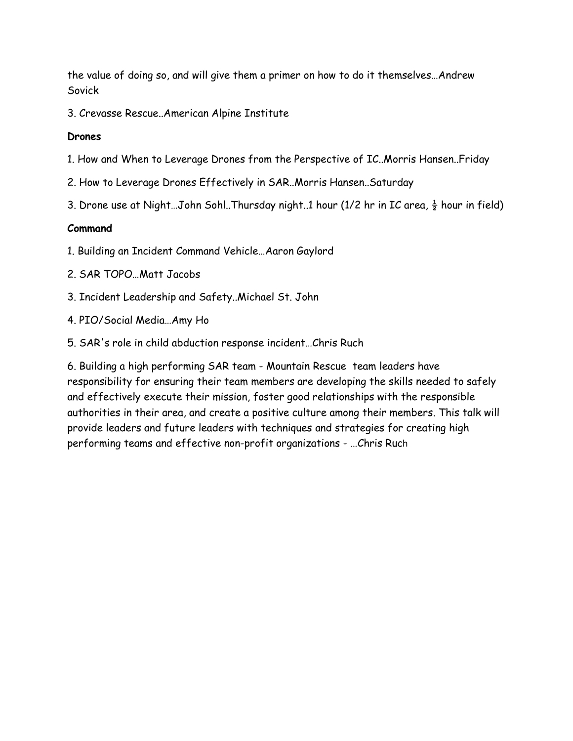the value of doing so, and will give them a primer on how to do it themselves…Andrew Sovick

3. Crevasse Rescue..American Alpine Institute

**Drones**

1. How and When to Leverage Drones from the Perspective of IC..Morris Hansen..Friday

2. How to Leverage Drones Effectively in SAR..Morris Hansen..Saturday

3. Drone use at Night…John Sohl..Thursday night..1 hour (1/2 hr in IC area, ½ hour in field)

**Command**

1. Building an Incident Command Vehicle…Aaron Gaylord

2. SAR TOPO…Matt Jacobs

3. Incident Leadership and Safety..Michael St. John

4. PIO/Social Media…Amy Ho

5. SAR's role in child abduction response incident…Chris Ruch

6. Building a high performing SAR team - Mountain Rescue team leaders have responsibility for ensuring their team members are developing the skills needed to safely and effectively execute their mission, foster good relationships with the responsible authorities in their area, and create a positive culture among their members. This talk will provide leaders and future leaders with techniques and strategies for creating high performing teams and effective non-profit organizations - …Chris Ruch